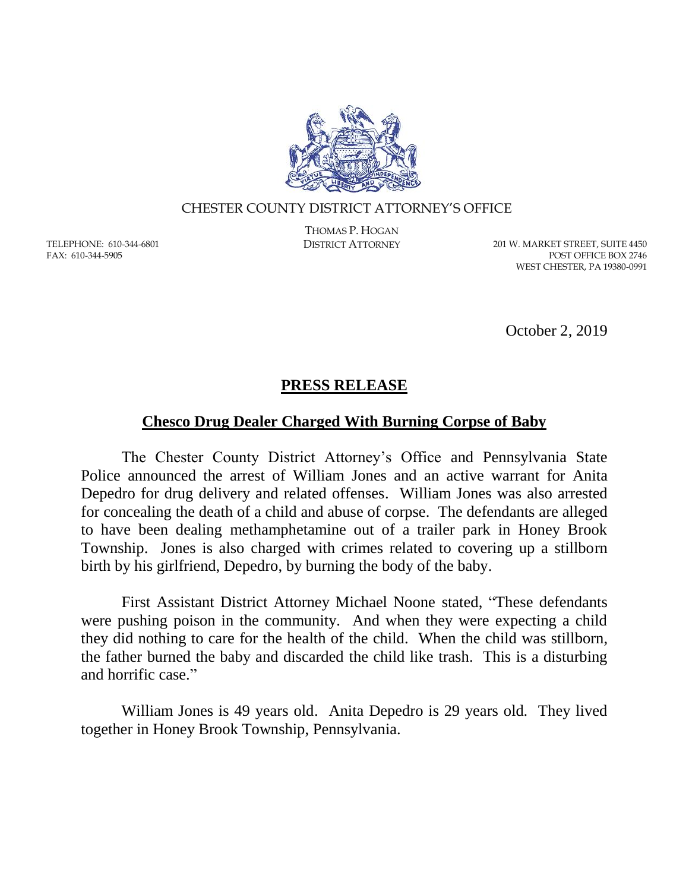CHESTER COUNTY DISTRICT ATTORNEY'S OFFICE

THOMAS P. HOGAN
DISTRICT ATTORNEY

TELEPHONE: 610-344-6801
FAX: 610-344-5905

201 W. MARKET STREET, SUITE 4450
POST OFFICE BOX 2746
WEST CHESTER, PA 19380-0991

October 2, 2019

## PRESS RELEASE

### Chesco Drug Dealer Charged With Burning Corpse of Baby

The Chester County District Attorney's Office and Pennsylvania State Police announced the arrest of William Jones and an active warrant for Anita Depedro for drug delivery and related offenses. William Jones was also arrested for concealing the death of a child and abuse of corpse. The defendants are alleged to have been dealing methamphetamine out of a trailer park in Honey Brook Township. Jones is also charged with crimes related to covering up a stillborn birth by his girlfriend, Depedro, by burning the body of the baby.

First Assistant District Attorney Michael Noone stated, "These defendants were pushing poison in the community. And when they were expecting a child they did nothing to care for the health of the child. When the child was stillborn, the father burned the baby and discarded the child like trash. This is a disturbing and horrific case."

William Jones is 49 years old. Anita Depedro is 29 years old. They lived together in Honey Brook Township, Pennsylvania.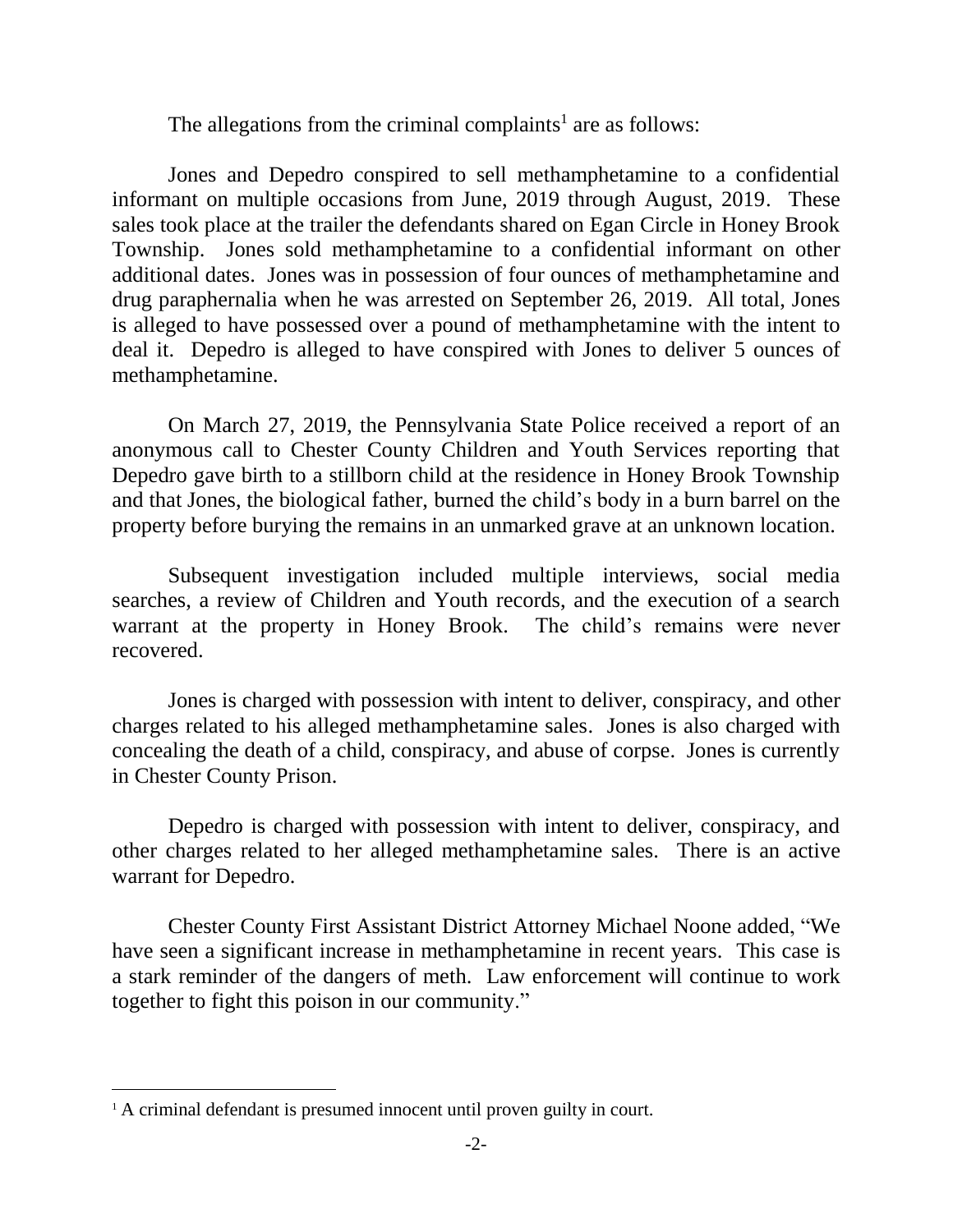The allegations from the criminal complaints[1] are as follows:

Jones and Depedro conspired to sell methamphetamine to a confidential informant on multiple occasions from June, 2019 through August, 2019. These sales took place at the trailer the defendants shared on Egan Circle in Honey Brook Township. Jones sold methamphetamine to a confidential informant on other additional dates. Jones was in possession of four ounces of methamphetamine and drug paraphernalia when he was arrested on September 26, 2019. All total, Jones is alleged to have possessed over a pound of methamphetamine with the intent to deal it. Depedro is alleged to have conspired with Jones to deliver 5 ounces of methamphetamine.

On March 27, 2019, the Pennsylvania State Police received a report of an anonymous call to Chester County Children and Youth Services reporting that Depedro gave birth to a stillborn child at the residence in Honey Brook Township and that Jones, the biological father, burned the child's body in a burn barrel on the property before burying the remains in an unmarked grave at an unknown location.

Subsequent investigation included multiple interviews, social media searches, a review of Children and Youth records, and the execution of a search warrant at the property in Honey Brook. The child's remains were never recovered.

Jones is charged with possession with intent to deliver, conspiracy, and other charges related to his alleged methamphetamine sales. Jones is also charged with concealing the death of a child, conspiracy, and abuse of corpse. Jones is currently in Chester County Prison.

Depedro is charged with possession with intent to deliver, conspiracy, and other charges related to her alleged methamphetamine sales. There is an active warrant for Depedro.

Chester County First Assistant District Attorney Michael Noone added, "We have seen a significant increase in methamphetamine in recent years. This case is a stark reminder of the dangers of meth. Law enforcement will continue to work together to fight this poison in our community."

[1] A criminal defendant is presumed innocent until proven guilty in court.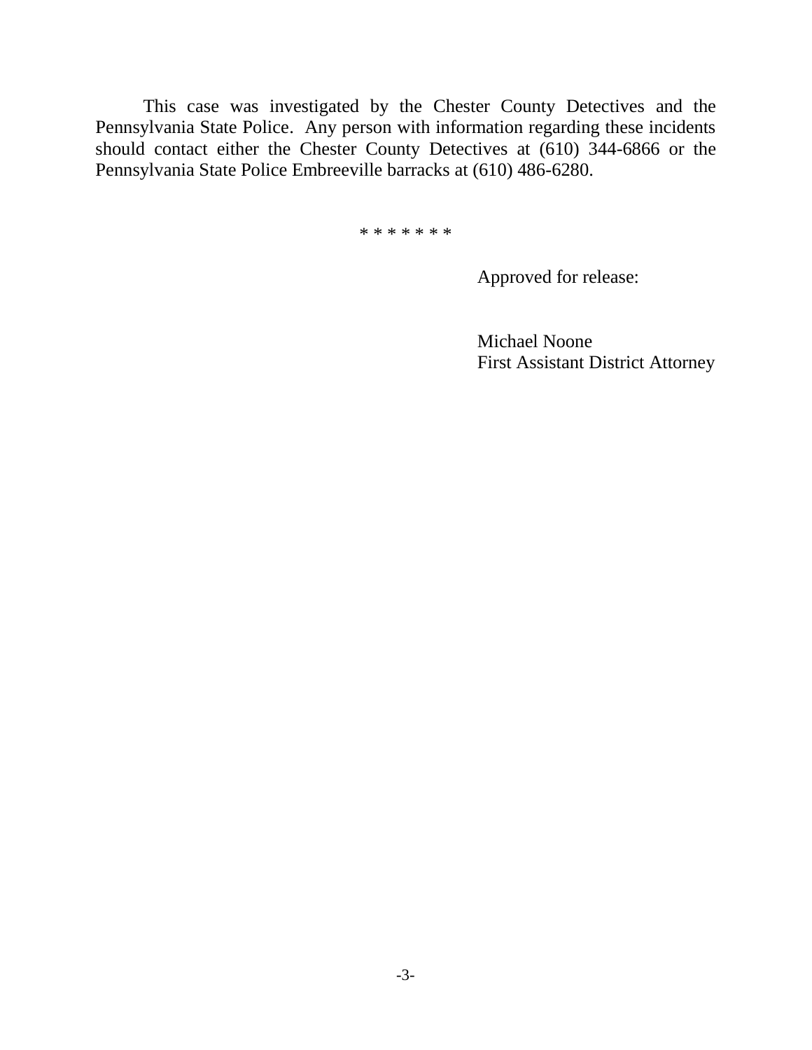This case was investigated by the Chester County Detectives and the Pennsylvania State Police. Any person with information regarding these incidents should contact either the Chester County Detectives at (610) 344-6866 or the Pennsylvania State Police Embreeville barracks at (610) 486-6280.

* * * * * * *

Approved for release:

Michael Noone
First Assistant District Attorney